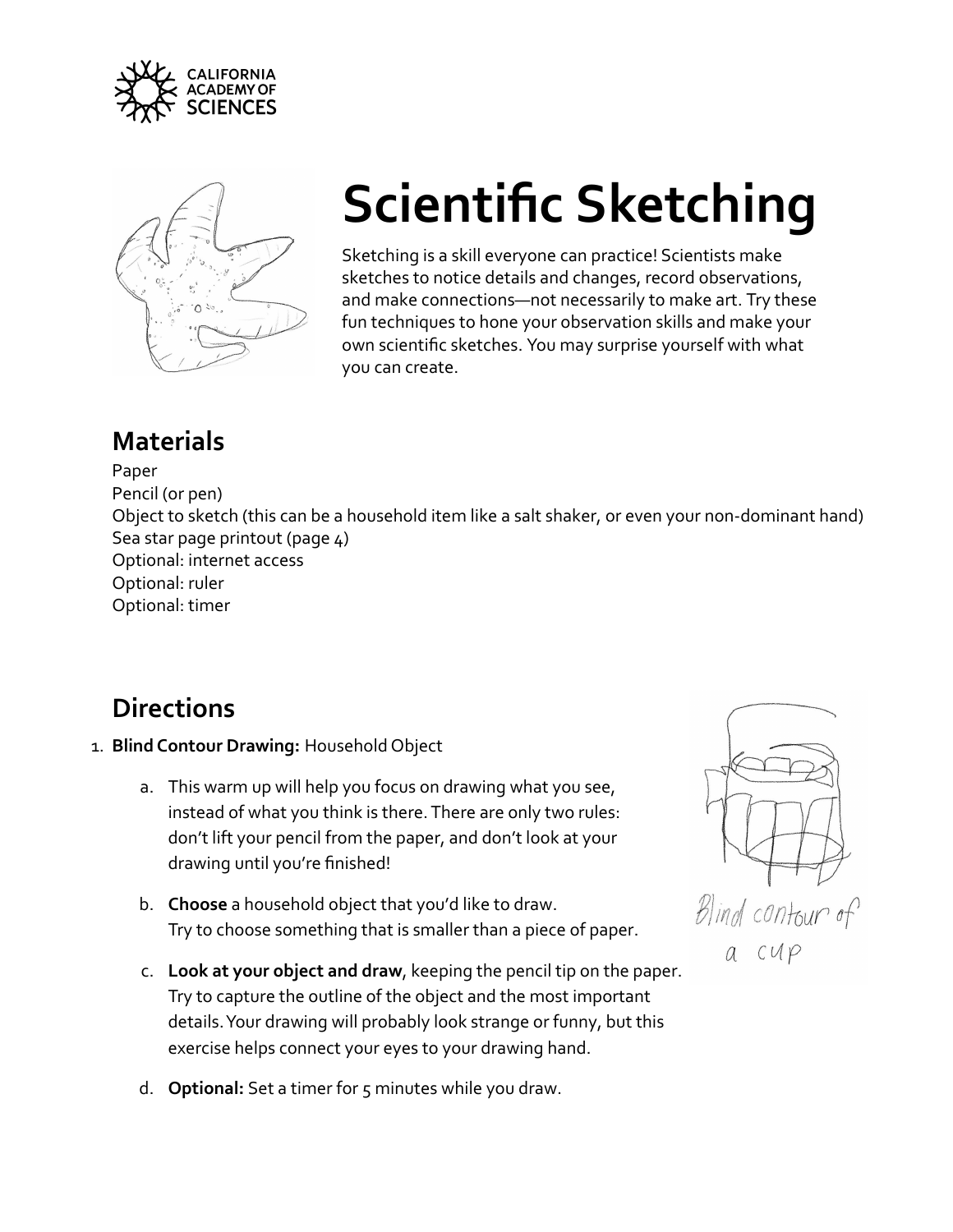CALIFORNIA ACADEMY OF SCIENCES

# Scientific Sketching

Sketching is a skill everyone can practice! Scientists make sketches to notice details and changes, record observations, and make connections—not necessarily to make art. Try these fun techniques to hone your observation skills and make your own scientific sketches. You may surprise yourself with what you can create.

## Materials

Paper
Pencil (or pen)
Object to sketch (this can be a household item like a salt shaker, or even your non-dominant hand)
Sea star page printout (page 4)
Optional: internet access
Optional: ruler
Optional: timer

## Directions

1. **Blind Contour Drawing:** Household Object

   a. This warm up will help you focus on drawing what you see, instead of what you think is there. There are only two rules: don't lift your pencil from the paper, and don't look at your drawing until you're finished!

   b. **Choose** a household object that you'd like to draw. Try to choose something that is smaller than a piece of paper.

   c. **Look at your object and draw**, keeping the pencil tip on the paper. Try to capture the outline of the object and the most important details. Your drawing will probably look strange or funny, but this exercise helps connect your eyes to your drawing hand.

   d. **Optional:** Set a timer for 5 minutes while you draw.

Blind contour of a cup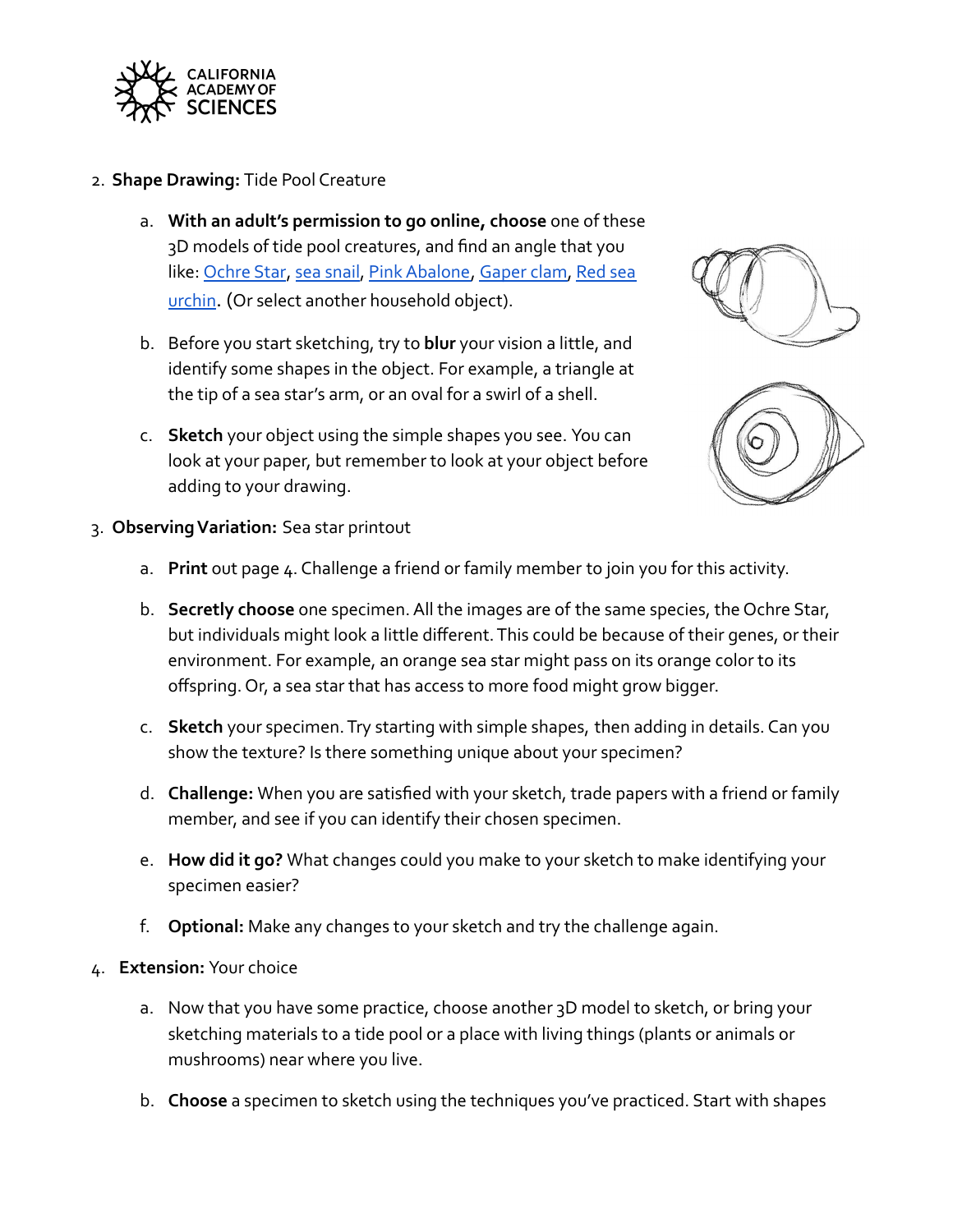2. **Shape Drawing:** Tide Pool Creature

    a. **With an adult's permission to go online, choose** one of these 3D models of tide pool creatures, and find an angle that you like: [Ochre Star](), [sea snail](), [Pink Abalone](), [Gaper clam](), [Red sea urchin](). (Or select another household object).

    b. Before you start sketching, try to **blur** your vision a little, and identify some shapes in the object. For example, a triangle at the tip of a sea star's arm, or an oval for a swirl of a shell.

    c. **Sketch** your object using the simple shapes you see. You can look at your paper, but remember to look at your object before adding to your drawing.

3. **Observing Variation:** Sea star printout

    a. **Print** out page 4. Challenge a friend or family member to join you for this activity.

    b. **Secretly choose** one specimen. All the images are of the same species, the Ochre Star, but individuals might look a little different. This could be because of their genes, or their environment. For example, an orange sea star might pass on its orange color to its offspring. Or, a sea star that has access to more food might grow bigger.

    c. **Sketch** your specimen. Try starting with simple shapes, then adding in details. Can you show the texture? Is there something unique about your specimen?

    d. **Challenge:** When you are satisfied with your sketch, trade papers with a friend or family member, and see if you can identify their chosen specimen.

    e. **How did it go?** What changes could you make to your sketch to make identifying your specimen easier?

    f. **Optional:** Make any changes to your sketch and try the challenge again.

4. **Extension:** Your choice

    a. Now that you have some practice, choose another 3D model to sketch, or bring your sketching materials to a tide pool or a place with living things (plants or animals or mushrooms) near where you live.

    b. **Choose** a specimen to sketch using the techniques you've practiced. Start with shapes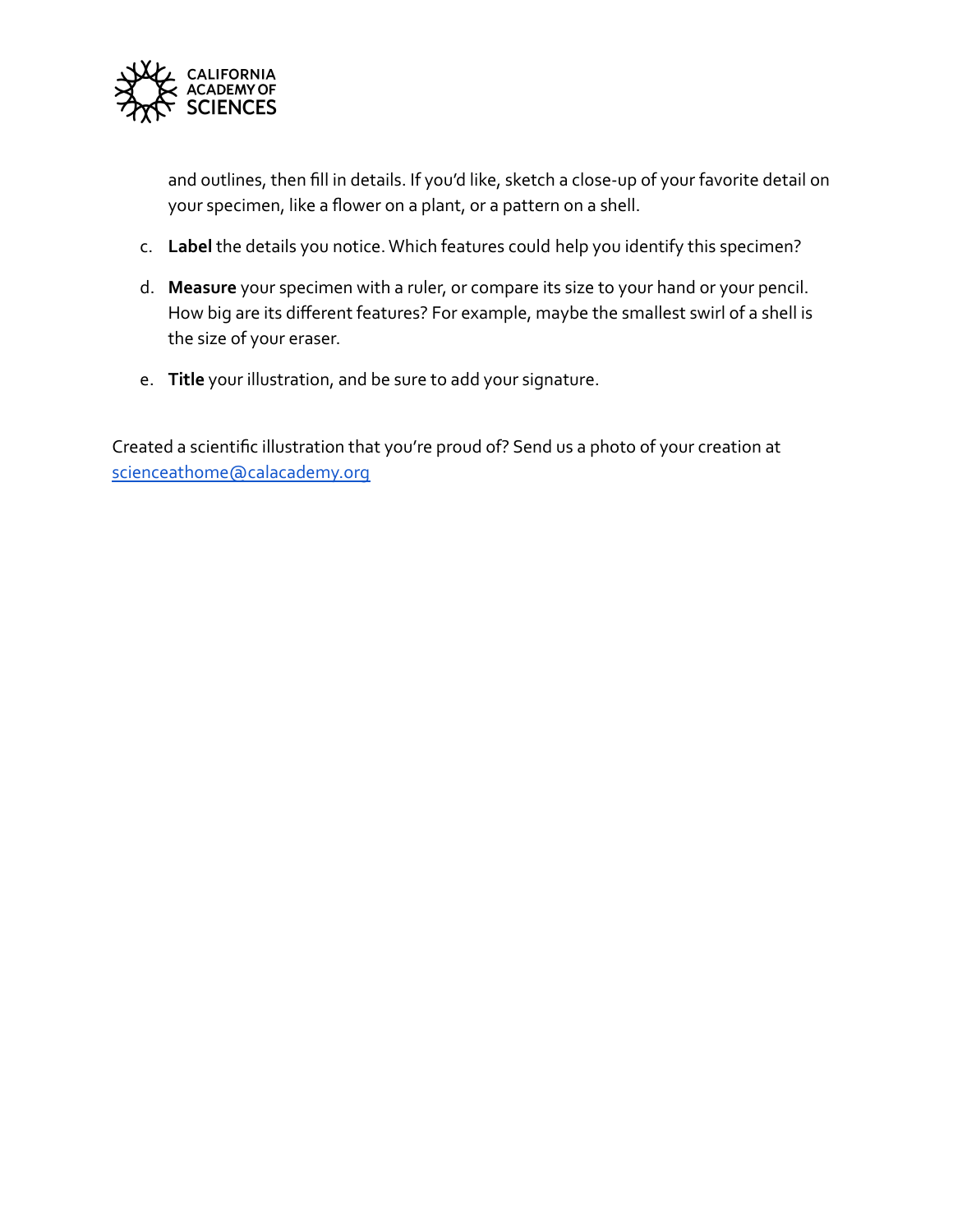and outlines, then fill in details. If you'd like, sketch a close-up of your favorite detail on your specimen, like a flower on a plant, or a pattern on a shell.

c. **Label** the details you notice. Which features could help you identify this specimen?

d. **Measure** your specimen with a ruler, or compare its size to your hand or your pencil. How big are its different features? For example, maybe the smallest swirl of a shell is the size of your eraser.

e. **Title** your illustration, and be sure to add your signature.

Created a scientific illustration that you're proud of? Send us a photo of your creation at [scienceathome@calacademy.org](mailto:scienceathome@calacademy.org)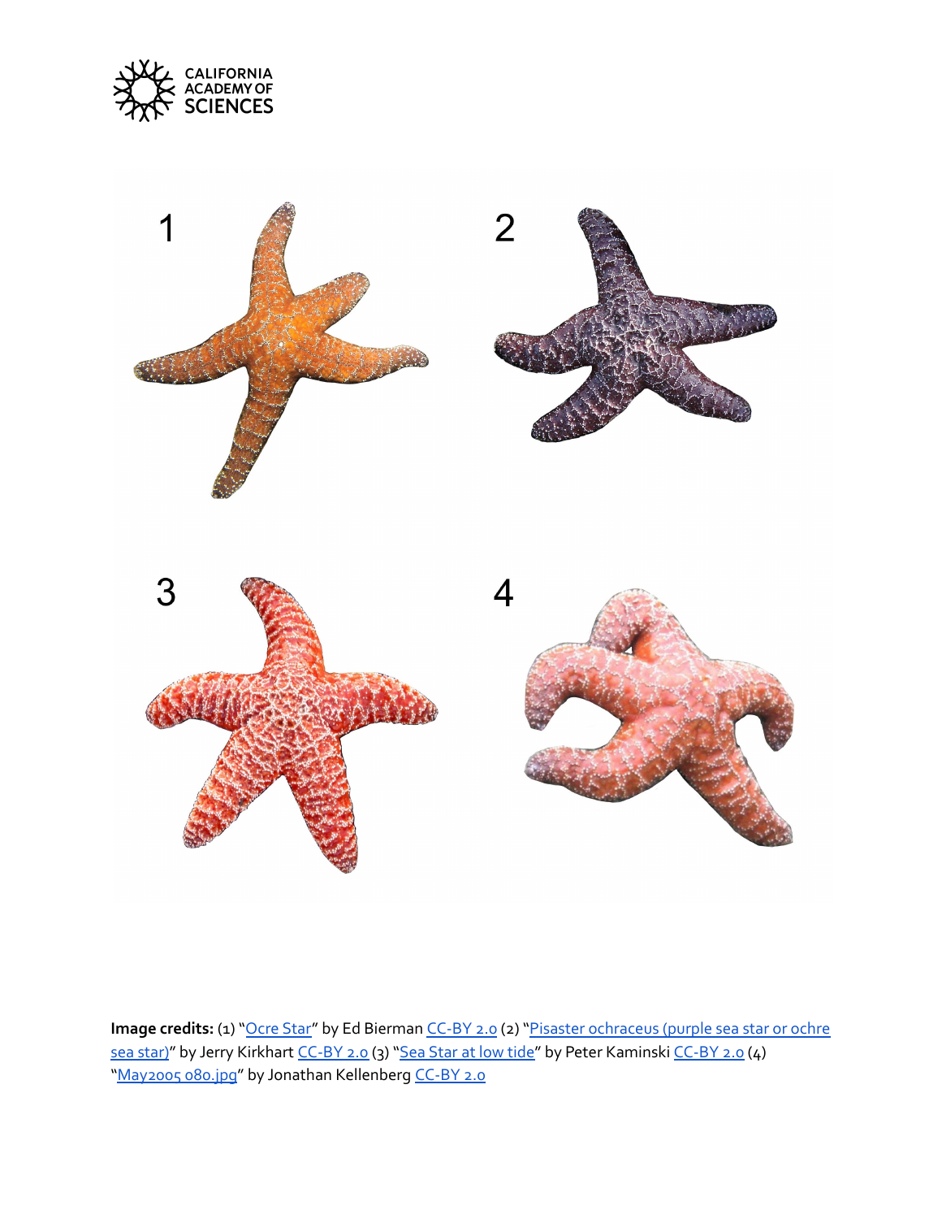1

2

3

4

**Image credits:** (1) "Ocre Star" by Ed Bierman CC-BY 2.0 (2) "Pisaster ochraceus (purple sea star or ochre sea star)" by Jerry Kirkhart CC-BY 2.0 (3) "Sea Star at low tide" by Peter Kaminski CC-BY 2.0 (4) "May2005 080.jpg" by Jonathan Kellenberg CC-BY 2.0